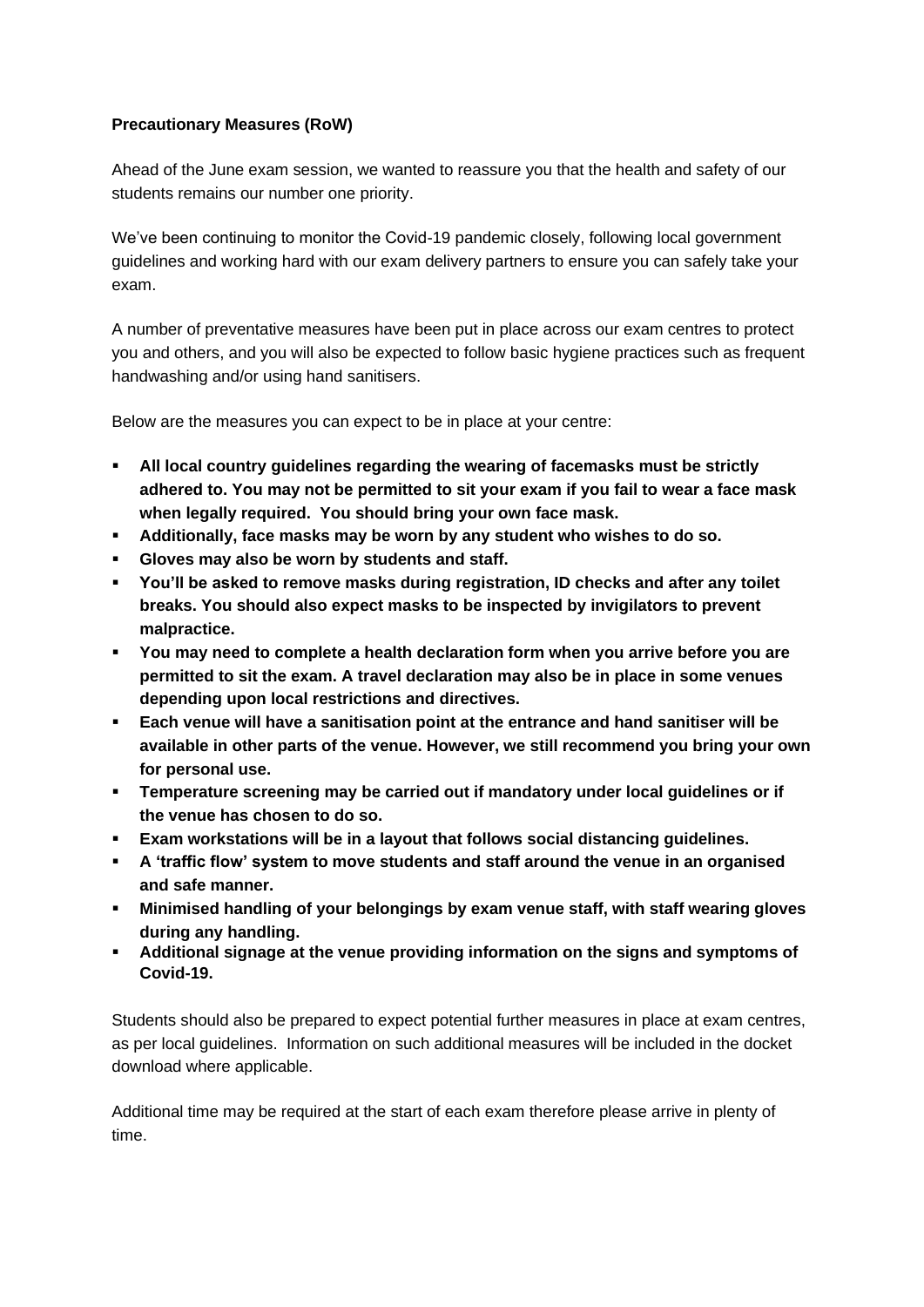**Precautionary Measures (RoW)**

Ahead of the June exam session, we wanted to reassure you that the health and safety of our students remains our number one priority.

We've been continuing to monitor the Covid-19 pandemic closely, following local government guidelines and working hard with our exam delivery partners to ensure you can safely take your exam.

A number of preventative measures have been put in place across our exam centres to protect you and others, and you will also be expected to follow basic hygiene practices such as frequent handwashing and/or using hand sanitisers.

Below are the measures you can expect to be in place at your centre:

- **All local country guidelines regarding the wearing of facemasks must be strictly adhered to. You may not be permitted to sit your exam if you fail to wear a face mask when legally required. You should bring your own face mask.**
- **Additionally, face masks may be worn by any student who wishes to do so.**
- **Gloves may also be worn by students and staff.**
- **You'll be asked to remove masks during registration, ID checks and after any toilet breaks. You should also expect masks to be inspected by invigilators to prevent malpractice.**
- **You may need to complete a health declaration form when you arrive before you are permitted to sit the exam. A travel declaration may also be in place in some venues depending upon local restrictions and directives.**
- **Each venue will have a sanitisation point at the entrance and hand sanitiser will be available in other parts of the venue. However, we still recommend you bring your own for personal use.**
- **Temperature screening may be carried out if mandatory under local guidelines or if the venue has chosen to do so.**
- **Exam workstations will be in a layout that follows social distancing guidelines.**
- **A 'traffic flow' system to move students and staff around the venue in an organised and safe manner.**
- **Minimised handling of your belongings by exam venue staff, with staff wearing gloves during any handling.**
- **Additional signage at the venue providing information on the signs and symptoms of Covid-19.**

Students should also be prepared to expect potential further measures in place at exam centres, as per local guidelines. Information on such additional measures will be included in the docket download where applicable.

Additional time may be required at the start of each exam therefore please arrive in plenty of time.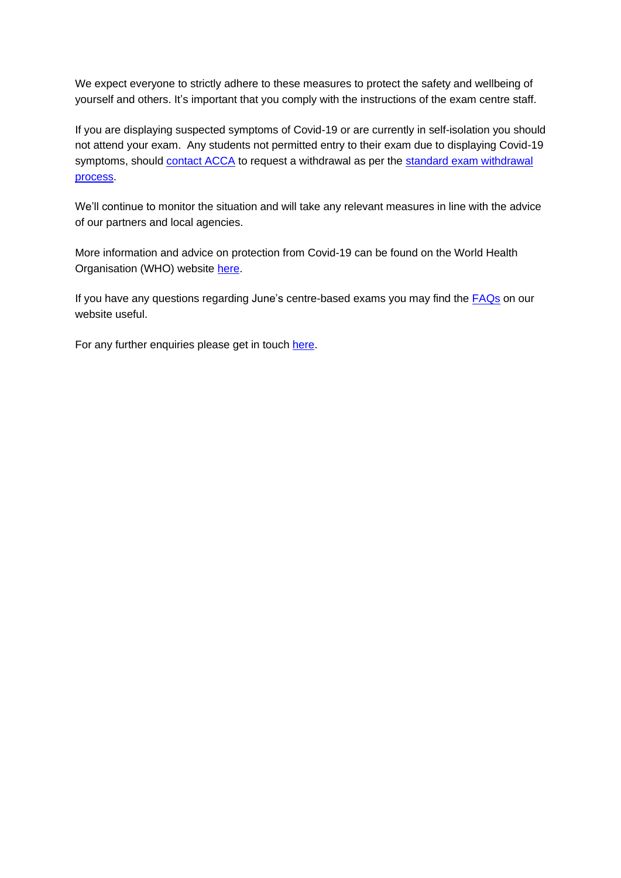We expect everyone to strictly adhere to these measures to protect the safety and wellbeing of yourself and others. It's important that you comply with the instructions of the exam centre staff.

If you are displaying suspected symptoms of Covid-19 or are currently in self-isolation you should not attend your exam.  Any students not permitted entry to their exam due to displaying Covid-19 symptoms, should contact ACCA to request a withdrawal as per the standard exam withdrawal process.

We'll continue to monitor the situation and will take any relevant measures in line with the advice of our partners and local agencies.

More information and advice on protection from Covid-19 can be found on the World Health Organisation (WHO) website here.

If you have any questions regarding June's centre-based exams you may find the FAQs on our website useful.

For any further enquiries please get in touch here.